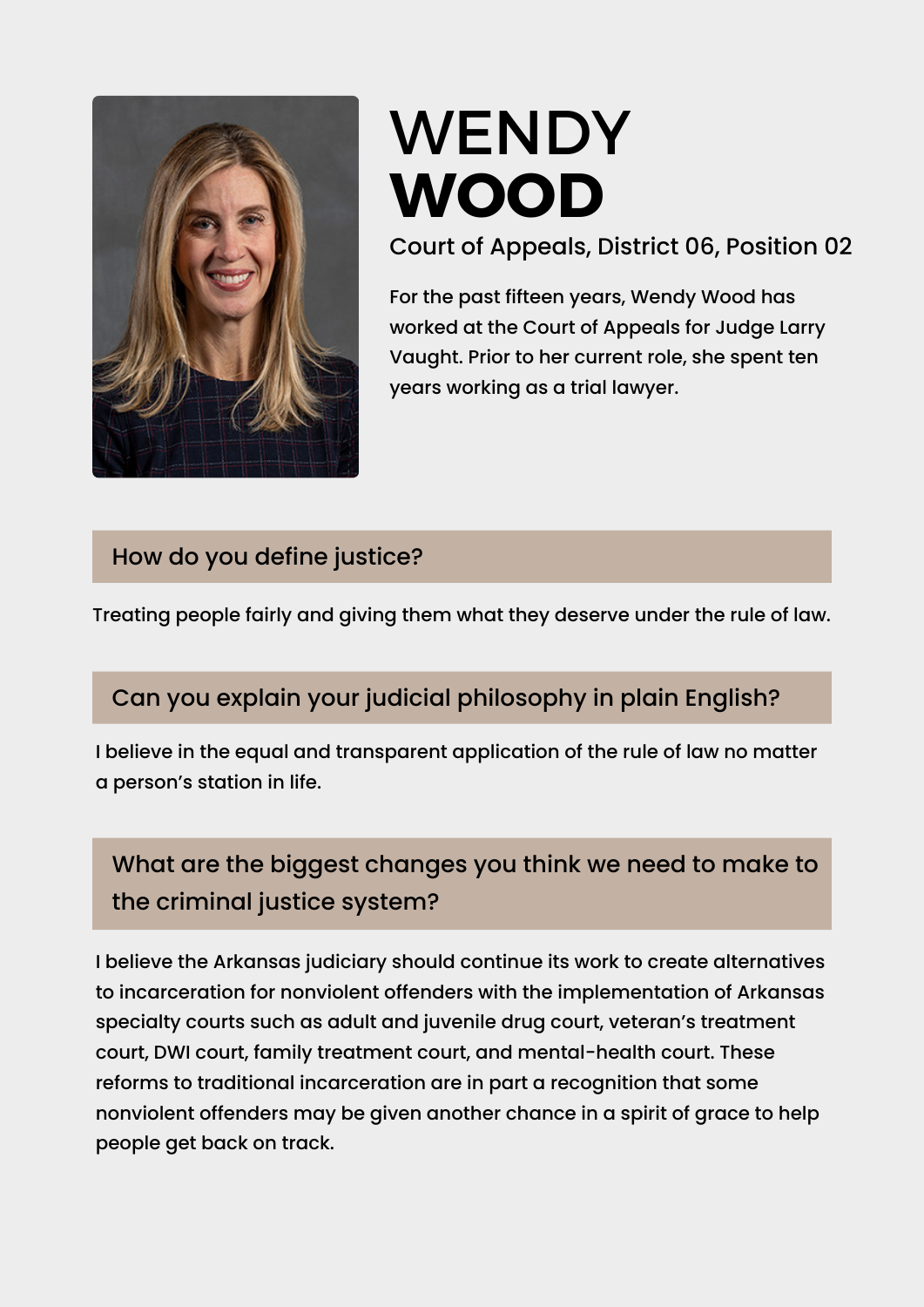# WENDY WOOD

Court of Appeals, District 06, Position 02

For the past fifteen years, Wendy Wood has worked at the Court of Appeals for Judge Larry Vaught. Prior to her current role, she spent ten years working as a trial lawyer.

## How do you define justice?

Treating people fairly and giving them what they deserve under the rule of law.

## Can you explain your judicial philosophy in plain English?

I believe in the equal and transparent application of the rule of law no matter a person's station in life.

## What are the biggest changes you think we need to make to the criminal justice system?

I believe the Arkansas judiciary should continue its work to create alternatives to incarceration for nonviolent offenders with the implementation of Arkansas specialty courts such as adult and juvenile drug court, veteran's treatment court, DWI court, family treatment court, and mental-health court. These reforms to traditional incarceration are in part a recognition that some nonviolent offenders may be given another chance in a spirit of grace to help people get back on track.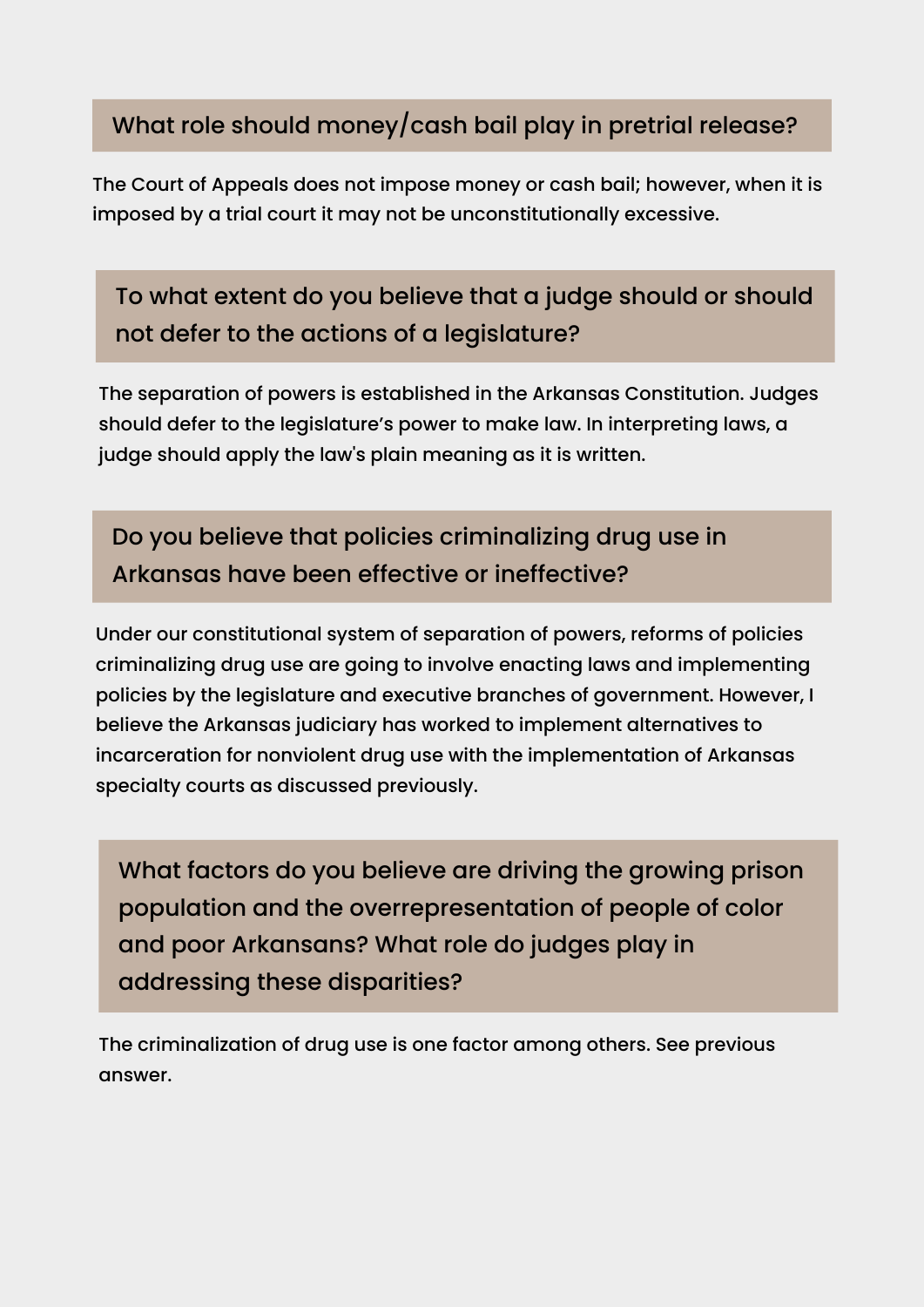## What role should money/cash bail play in pretrial release?

The Court of Appeals does not impose money or cash bail; however, when it is imposed by a trial court it may not be unconstitutionally excessive.

## To what extent do you believe that a judge should or should not defer to the actions of a legislature?

The separation of powers is established in the Arkansas Constitution. Judges should defer to the legislature's power to make law. In interpreting laws, a judge should apply the law's plain meaning as it is written.

## Do you believe that policies criminalizing drug use in Arkansas have been effective or ineffective?

Under our constitutional system of separation of powers, reforms of policies criminalizing drug use are going to involve enacting laws and implementing policies by the legislature and executive branches of government. However, I believe the Arkansas judiciary has worked to implement alternatives to incarceration for nonviolent drug use with the implementation of Arkansas specialty courts as discussed previously.

## What factors do you believe are driving the growing prison population and the overrepresentation of people of color and poor Arkansans? What role do judges play in addressing these disparities?

The criminalization of drug use is one factor among others. See previous answer.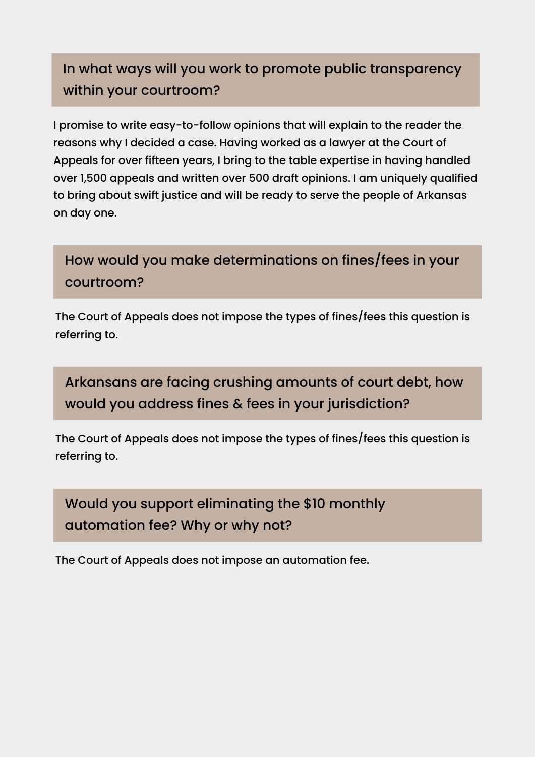## In what ways will you work to promote public transparency within your courtroom?

I promise to write easy-to-follow opinions that will explain to the reader the reasons why I decided a case. Having worked as a lawyer at the Court of Appeals for over fifteen years, I bring to the table expertise in having handled over 1,500 appeals and written over 500 draft opinions. I am uniquely qualified to bring about swift justice and will be ready to serve the people of Arkansas on day one.

## How would you make determinations on fines/fees in your courtroom?

The Court of Appeals does not impose the types of fines/fees this question is referring to.

## Arkansans are facing crushing amounts of court debt, how would you address fines & fees in your jurisdiction?

The Court of Appeals does not impose the types of fines/fees this question is referring to.

## Would you support eliminating the $10 monthly automation fee? Why or why not?

The Court of Appeals does not impose an automation fee.